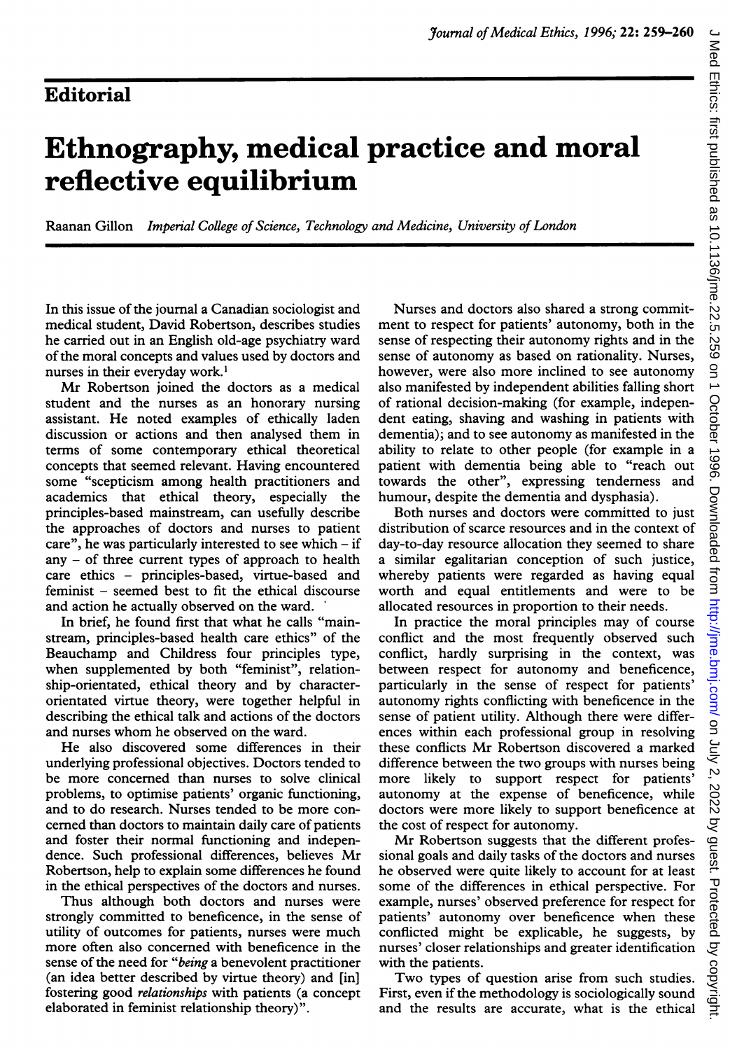## Editorial

# Ethnography, medical practice and moral reflective equilibrium

Raanan Gillon *Imperial College of Science, Technology and Medicine, University of London*

In this issue of the journal a Canadian sociologist and medical student, David Robertson, describes studies he carried out in an English old-age psychiatry ward of the moral concepts and values used by doctors and nurses in their everyday work.[1]

Mr Robertson joined the doctors as a medical student and the nurses as an honorary nursing assistant. He noted examples of ethically laden discussion or actions and then analysed them in terms of some contemporary ethical theoretical concepts that seemed relevant. Having encountered some "scepticism among health practitioners and academics that ethical theory, especially the principles-based mainstream, can usefully describe the approaches of doctors and nurses to patient care", he was particularly interested to see which – if any – of three current types of approach to health care ethics – principles-based, virtue-based and feminist – seemed best to fit the ethical discourse and action he actually observed on the ward.

In brief, he found first that what he calls "mainstream, principles-based health care ethics" of the Beauchamp and Childress four principles type, when supplemented by both "feminist", relationship-orientated, ethical theory and by character-orientated virtue theory, were together helpful in describing the ethical talk and actions of the doctors and nurses whom he observed on the ward.

He also discovered some differences in their underlying professional objectives. Doctors tended to be more concerned than nurses to solve clinical problems, to optimise patients' organic functioning, and to do research. Nurses tended to be more concerned than doctors to maintain daily care of patients and foster their normal functioning and independence. Such professional differences, believes Mr Robertson, help to explain some differences he found in the ethical perspectives of the doctors and nurses.

Thus although both doctors and nurses were strongly committed to beneficence, in the sense of utility of outcomes for patients, nurses were much more often also concerned with beneficence in the sense of the need for "*being* a benevolent practitioner (an idea better described by virtue theory) and [in] fostering good *relationships* with patients (a concept elaborated in feminist relationship theory)".

Nurses and doctors also shared a strong commitment to respect for patients' autonomy, both in the sense of respecting their autonomy rights and in the sense of autonomy as based on rationality. Nurses, however, were also more inclined to see autonomy also manifested by independent abilities falling short of rational decision-making (for example, independent eating, shaving and washing in patients with dementia); and to see autonomy as manifested in the ability to relate to other people (for example in a patient with dementia being able to "reach out towards the other", expressing tenderness and humour, despite the dementia and dysphasia).

Both nurses and doctors were committed to just distribution of scarce resources and in the context of day-to-day resource allocation they seemed to share a similar egalitarian conception of such justice, whereby patients were regarded as having equal worth and equal entitlements and were to be allocated resources in proportion to their needs.

In practice the moral principles may of course conflict and the most frequently observed such conflict, hardly surprising in the context, was between respect for autonomy and beneficence, particularly in the sense of respect for patients' autonomy rights conflicting with beneficence in the sense of patient utility. Although there were differences within each professional group in resolving these conflicts Mr Robertson discovered a marked difference between the two groups with nurses being more likely to support respect for patients' autonomy at the expense of beneficence, while doctors were more likely to support beneficence at the cost of respect for autonomy.

Mr Robertson suggests that the different professional goals and daily tasks of the doctors and nurses he observed were quite likely to account for at least some of the differences in ethical perspective. For example, nurses' observed preference for respect for patients' autonomy over beneficence when these conflicted might be explicable, he suggests, by nurses' closer relationships and greater identification with the patients.

Two types of question arise from such studies. First, even if the methodology is sociologically sound and the results are accurate, what is the ethical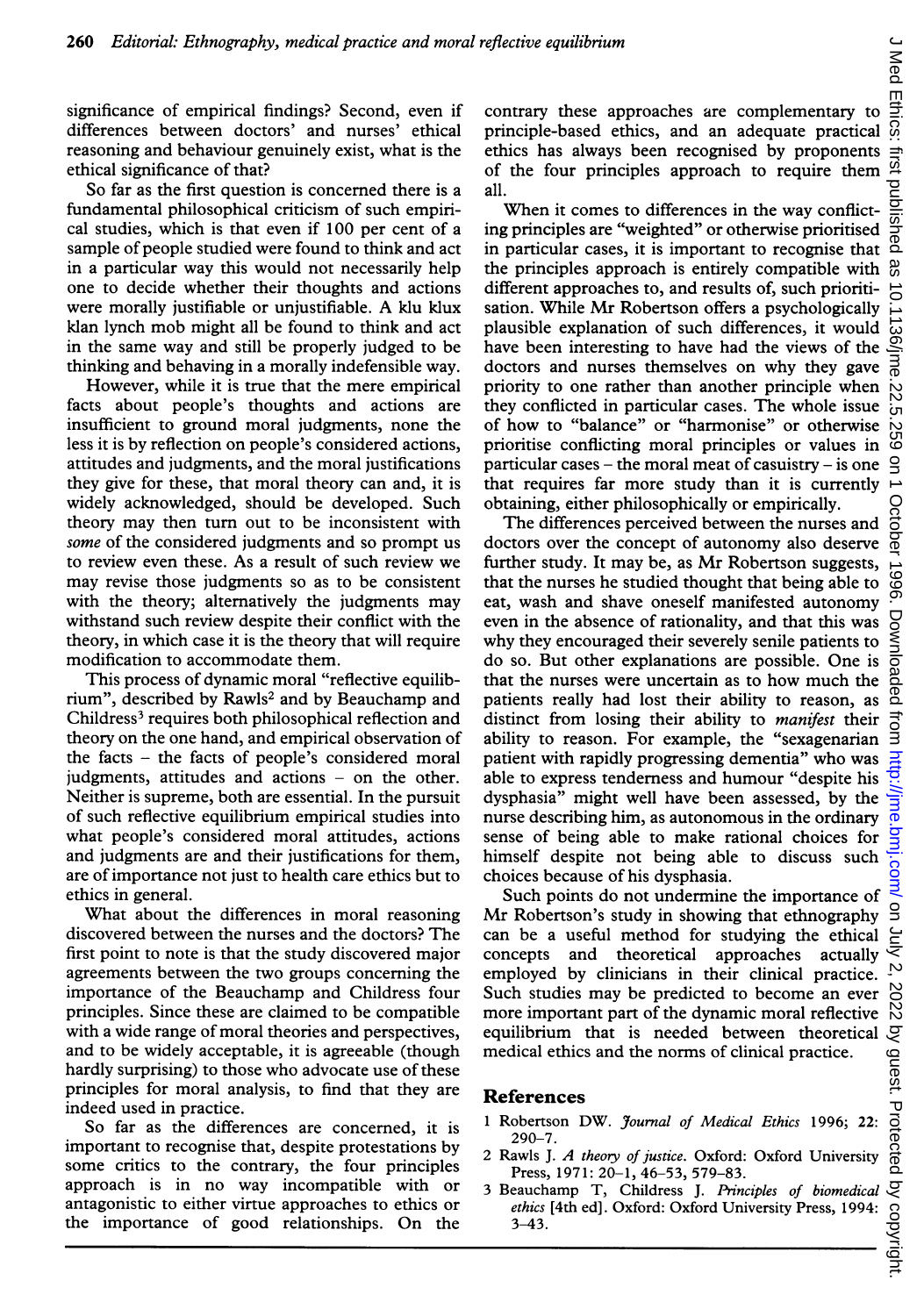significance of empirical findings? Second, even if differences between doctors' and nurses' ethical reasoning and behaviour genuinely exist, what is the ethical significance of that?

So far as the first question is concerned there is a fundamental philosophical criticism of such empirical studies, which is that even if 100 per cent of a sample of people studied were found to think and act in a particular way this would not necessarily help one to decide whether their thoughts and actions were morally justifiable or unjustifiable. A klu klux klan lynch mob might all be found to think and act in the same way and still be properly judged to be thinking and behaving in a morally indefensible way.

However, while it is true that the mere empirical facts about people's thoughts and actions are insufficient to ground moral judgments, none the less it is by reflection on people's considered actions, attitudes and judgments, and the moral justifications they give for these, that moral theory can and, it is widely acknowledged, should be developed. Such theory may then turn out to be inconsistent with *some* of the considered judgments and so prompt us to review even these. As a result of such review we may revise those judgments so as to be consistent with the theory; alternatively the judgments may withstand such review despite their conflict with the theory, in which case it is the theory that will require modification to accommodate them.

This process of dynamic moral "reflective equilibrium", described by Rawls[2] and by Beauchamp and Childress[3] requires both philosophical reflection and theory on the one hand, and empirical observation of the facts – the facts of people's considered moral judgments, attitudes and actions – on the other. Neither is supreme, both are essential. In the pursuit of such reflective equilibrium empirical studies into what people's considered moral attitudes, actions and judgments are and their justifications for them, are of importance not just to health care ethics but to ethics in general.

What about the differences in moral reasoning discovered between the nurses and the doctors? The first point to note is that the study discovered major agreements between the two groups concerning the importance of the Beauchamp and Childress four principles. Since these are claimed to be compatible with a wide range of moral theories and perspectives, and to be widely acceptable, it is agreeable (though hardly surprising) to those who advocate use of these principles for moral analysis, to find that they are indeed used in practice.

So far as the differences are concerned, it is important to recognise that, despite protestations by some critics to the contrary, the four principles approach is in no way incompatible with or antagonistic to either virtue approaches to ethics or the importance of good relationships. On the contrary these approaches are complementary to principle-based ethics, and an adequate practical ethics has always been recognised by proponents of the four principles approach to require them all.

When it comes to differences in the way conflicting principles are "weighted" or otherwise prioritised in particular cases, it is important to recognise that the principles approach is entirely compatible with different approaches to, and results of, such prioritisation. While Mr Robertson offers a psychologically plausible explanation of such differences, it would have been interesting to have had the views of the doctors and nurses themselves on why they gave priority to one rather than another principle when they conflicted in particular cases. The whole issue of how to "balance" or "harmonise" or otherwise prioritise conflicting moral principles or values in particular cases – the moral meat of casuistry – is one that requires far more study than it is currently obtaining, either philosophically or empirically.

The differences perceived between the nurses and doctors over the concept of autonomy also deserve further study. It may be, as Mr Robertson suggests, that the nurses he studied thought that being able to eat, wash and shave oneself manifested autonomy even in the absence of rationality, and that this was why they encouraged their severely senile patients to do so. But other explanations are possible. One is that the nurses were uncertain as to how much the patients really had lost their ability to reason, as distinct from losing their ability to *manifest* their ability to reason. For example, the "sexagenarian patient with rapidly progressing dementia" who was able to express tenderness and humour "despite his dysphasia" might well have been assessed, by the nurse describing him, as autonomous in the ordinary sense of being able to make rational choices for himself despite not being able to discuss such choices because of his dysphasia.

Such points do not undermine the importance of Mr Robertson's study in showing that ethnography can be a useful method for studying the ethical concepts and theoretical approaches actually employed by clinicians in their clinical practice. Such studies may be predicted to become an ever more important part of the dynamic moral reflective equilibrium that is needed between theoretical medical ethics and the norms of clinical practice.

## References

1 Robertson DW. *Journal of Medical Ethics* 1996; 22: 290–7.

2 Rawls J. *A theory of justice*. Oxford: Oxford University Press, 1971: 20–1, 46–53, 579–83.

3 Beauchamp T, Childress J. *Principles of biomedical ethics* [4th ed]. Oxford: Oxford University Press, 1994: 3–43.